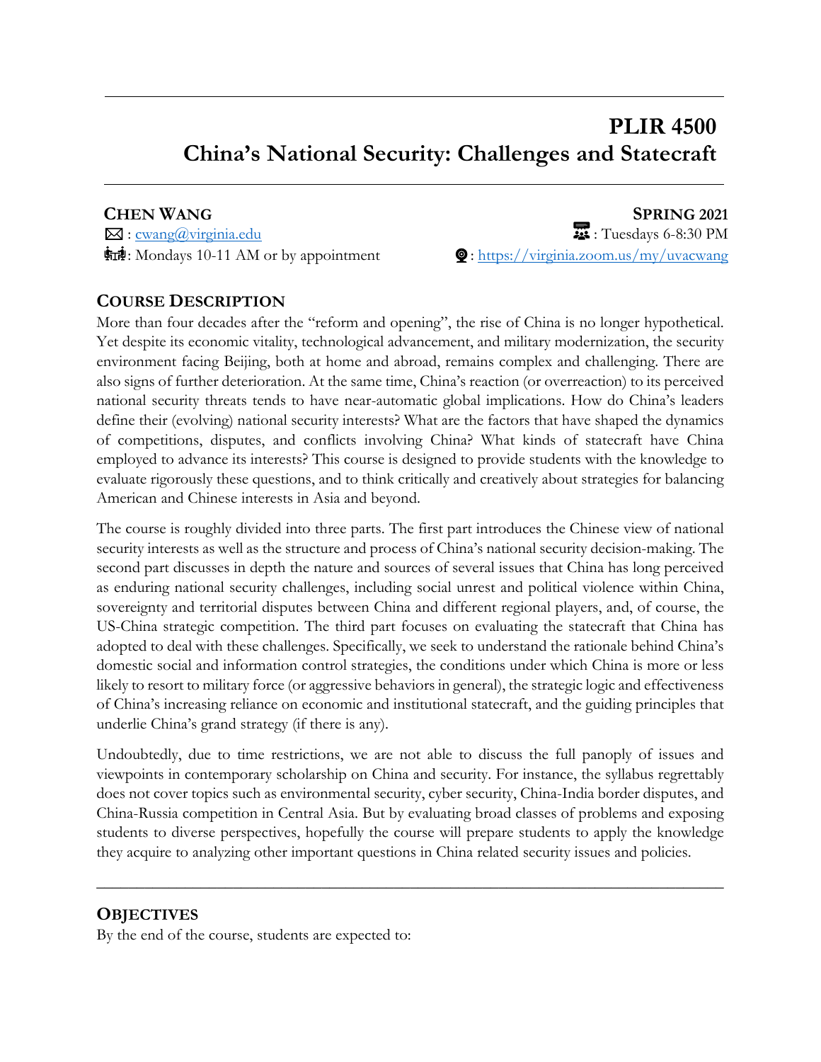# PLIR 4500
# China's National Security: Challenges and Statecraft

**CHEN WANG** — **SPRING 2021**

: [cwang@virginia.edu](mailto:cwang@virginia.edu) — : Tuesdays 6-8:30 PM

: Mondays 10-11 AM or by appointment — : [https://virginia.zoom.us/my/uvacwang](https://virginia.zoom.us/my/uvacwang)

## COURSE DESCRIPTION

More than four decades after the "reform and opening", the rise of China is no longer hypothetical. Yet despite its economic vitality, technological advancement, and military modernization, the security environment facing Beijing, both at home and abroad, remains complex and challenging. There are also signs of further deterioration. At the same time, China's reaction (or overreaction) to its perceived national security threats tends to have near-automatic global implications. How do China's leaders define their (evolving) national security interests? What are the factors that have shaped the dynamics of competitions, disputes, and conflicts involving China? What kinds of statecraft have China employed to advance its interests? This course is designed to provide students with the knowledge to evaluate rigorously these questions, and to think critically and creatively about strategies for balancing American and Chinese interests in Asia and beyond.

The course is roughly divided into three parts. The first part introduces the Chinese view of national security interests as well as the structure and process of China's national security decision-making. The second part discusses in depth the nature and sources of several issues that China has long perceived as enduring national security challenges, including social unrest and political violence within China, sovereignty and territorial disputes between China and different regional players, and, of course, the US-China strategic competition. The third part focuses on evaluating the statecraft that China has adopted to deal with these challenges. Specifically, we seek to understand the rationale behind China's domestic social and information control strategies, the conditions under which China is more or less likely to resort to military force (or aggressive behaviors in general), the strategic logic and effectiveness of China's increasing reliance on economic and institutional statecraft, and the guiding principles that underlie China's grand strategy (if there is any).

Undoubtedly, due to time restrictions, we are not able to discuss the full panoply of issues and viewpoints in contemporary scholarship on China and security. For instance, the syllabus regrettably does not cover topics such as environmental security, cyber security, China-India border disputes, and China-Russia competition in Central Asia. But by evaluating broad classes of problems and exposing students to diverse perspectives, hopefully the course will prepare students to apply the knowledge they acquire to analyzing other important questions in China related security issues and policies.

---

## OBJECTIVES

By the end of the course, students are expected to: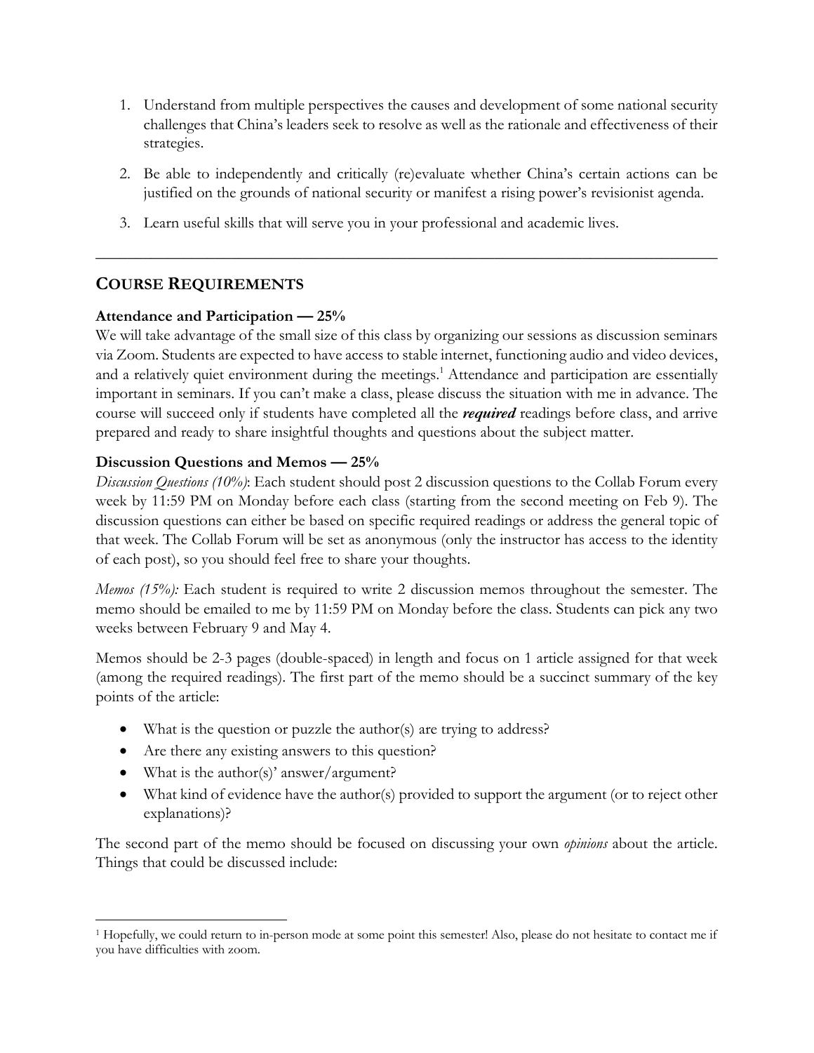1. Understand from multiple perspectives the causes and development of some national security challenges that China's leaders seek to resolve as well as the rationale and effectiveness of their strategies.

2. Be able to independently and critically (re)evaluate whether China's certain actions can be justified on the grounds of national security or manifest a rising power's revisionist agenda.

3. Learn useful skills that will serve you in your professional and academic lives.

---

## COURSE REQUIREMENTS

**Attendance and Participation — 25%**

We will take advantage of the small size of this class by organizing our sessions as discussion seminars via Zoom. Students are expected to have access to stable internet, functioning audio and video devices, and a relatively quiet environment during the meetings.[1] Attendance and participation are essentially important in seminars. If you can't make a class, please discuss the situation with me in advance. The course will succeed only if students have completed all the ***required*** readings before class, and arrive prepared and ready to share insightful thoughts and questions about the subject matter.

**Discussion Questions and Memos — 25%**

*Discussion Questions (10%)*: Each student should post 2 discussion questions to the Collab Forum every week by 11:59 PM on Monday before each class (starting from the second meeting on Feb 9). The discussion questions can either be based on specific required readings or address the general topic of that week. The Collab Forum will be set as anonymous (only the instructor has access to the identity of each post), so you should feel free to share your thoughts.

*Memos (15%):* Each student is required to write 2 discussion memos throughout the semester. The memo should be emailed to me by 11:59 PM on Monday before the class. Students can pick any two weeks between February 9 and May 4.

Memos should be 2-3 pages (double-spaced) in length and focus on 1 article assigned for that week (among the required readings). The first part of the memo should be a succinct summary of the key points of the article:

- What is the question or puzzle the author(s) are trying to address?
- Are there any existing answers to this question?
- What is the author(s)' answer/argument?
- What kind of evidence have the author(s) provided to support the argument (or to reject other explanations)?

The second part of the memo should be focused on discussing your own *opinions* about the article. Things that could be discussed include:

---

[1] Hopefully, we could return to in-person mode at some point this semester! Also, please do not hesitate to contact me if you have difficulties with zoom.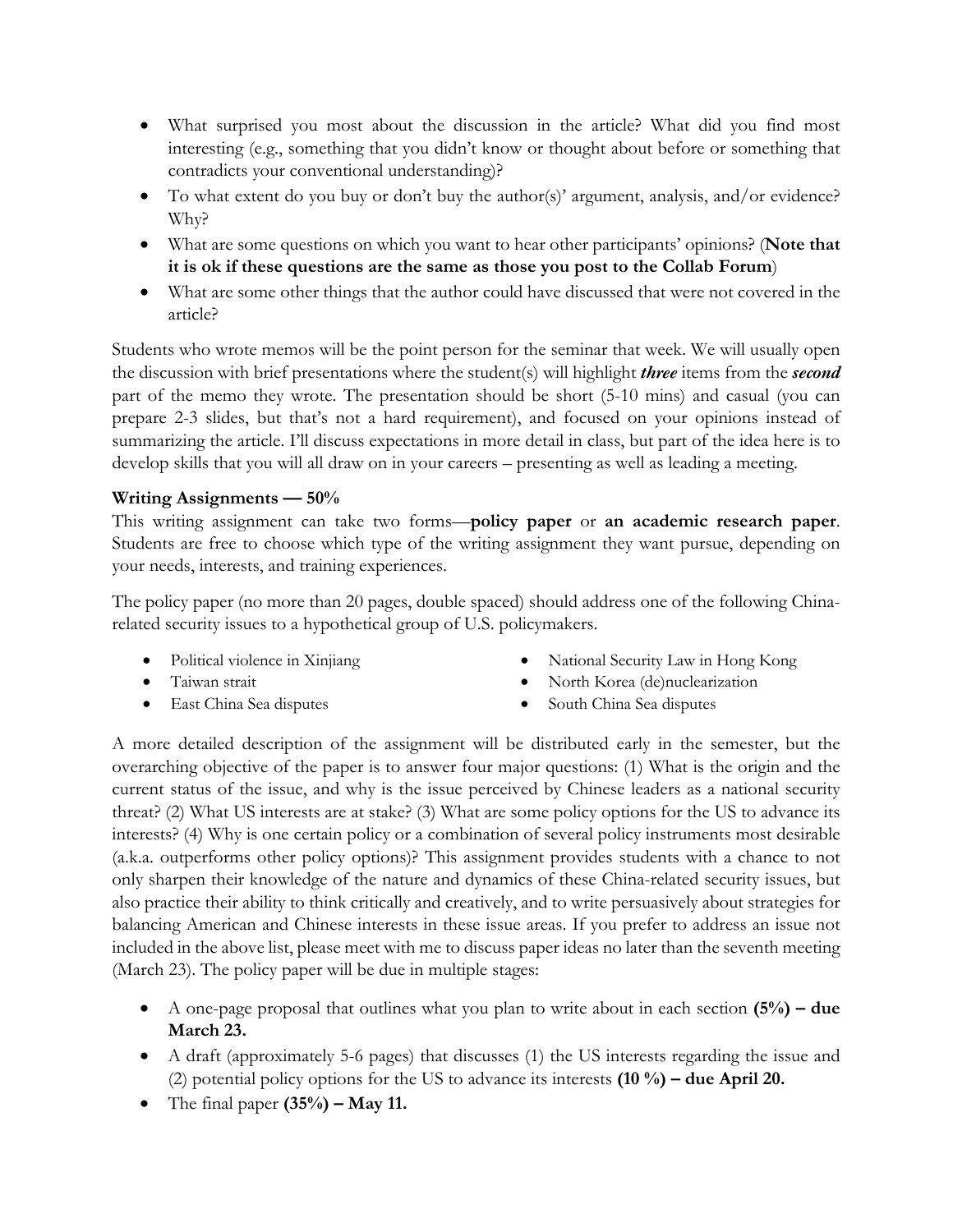- What surprised you most about the discussion in the article? What did you find most interesting (e.g., something that you didn't know or thought about before or something that contradicts your conventional understanding)?
- To what extent do you buy or don't buy the author(s)' argument, analysis, and/or evidence? Why?
- What are some questions on which you want to hear other participants' opinions? (**Note that it is ok if these questions are the same as those you post to the Collab Forum**)
- What are some other things that the author could have discussed that were not covered in the article?

Students who wrote memos will be the point person for the seminar that week. We will usually open the discussion with brief presentations where the student(s) will highlight ***three*** items from the ***second*** part of the memo they wrote. The presentation should be short (5-10 mins) and casual (you can prepare 2-3 slides, but that's not a hard requirement), and focused on your opinions instead of summarizing the article. I'll discuss expectations in more detail in class, but part of the idea here is to develop skills that you will all draw on in your careers – presenting as well as leading a meeting.

**Writing Assignments — 50%**

This writing assignment can take two forms—**policy paper** or **an academic research paper**. Students are free to choose which type of the writing assignment they want pursue, depending on your needs, interests, and training experiences.

The policy paper (no more than 20 pages, double spaced) should address one of the following China-related security issues to a hypothetical group of U.S. policymakers.

- Political violence in Xinjiang
- Taiwan strait
- East China Sea disputes
- National Security Law in Hong Kong
- North Korea (de)nuclearization
- South China Sea disputes

A more detailed description of the assignment will be distributed early in the semester, but the overarching objective of the paper is to answer four major questions: (1) What is the origin and the current status of the issue, and why is the issue perceived by Chinese leaders as a national security threat? (2) What US interests are at stake? (3) What are some policy options for the US to advance its interests? (4) Why is one certain policy or a combination of several policy instruments most desirable (a.k.a. outperforms other policy options)? This assignment provides students with a chance to not only sharpen their knowledge of the nature and dynamics of these China-related security issues, but also practice their ability to think critically and creatively, and to write persuasively about strategies for balancing American and Chinese interests in these issue areas. If you prefer to address an issue not included in the above list, please meet with me to discuss paper ideas no later than the seventh meeting (March 23). The policy paper will be due in multiple stages:

- A one-page proposal that outlines what you plan to write about in each section **(5%) – due March 23.**
- A draft (approximately 5-6 pages) that discusses (1) the US interests regarding the issue and (2) potential policy options for the US to advance its interests **(10 %) – due April 20.**
- The final paper **(35%) – May 11.**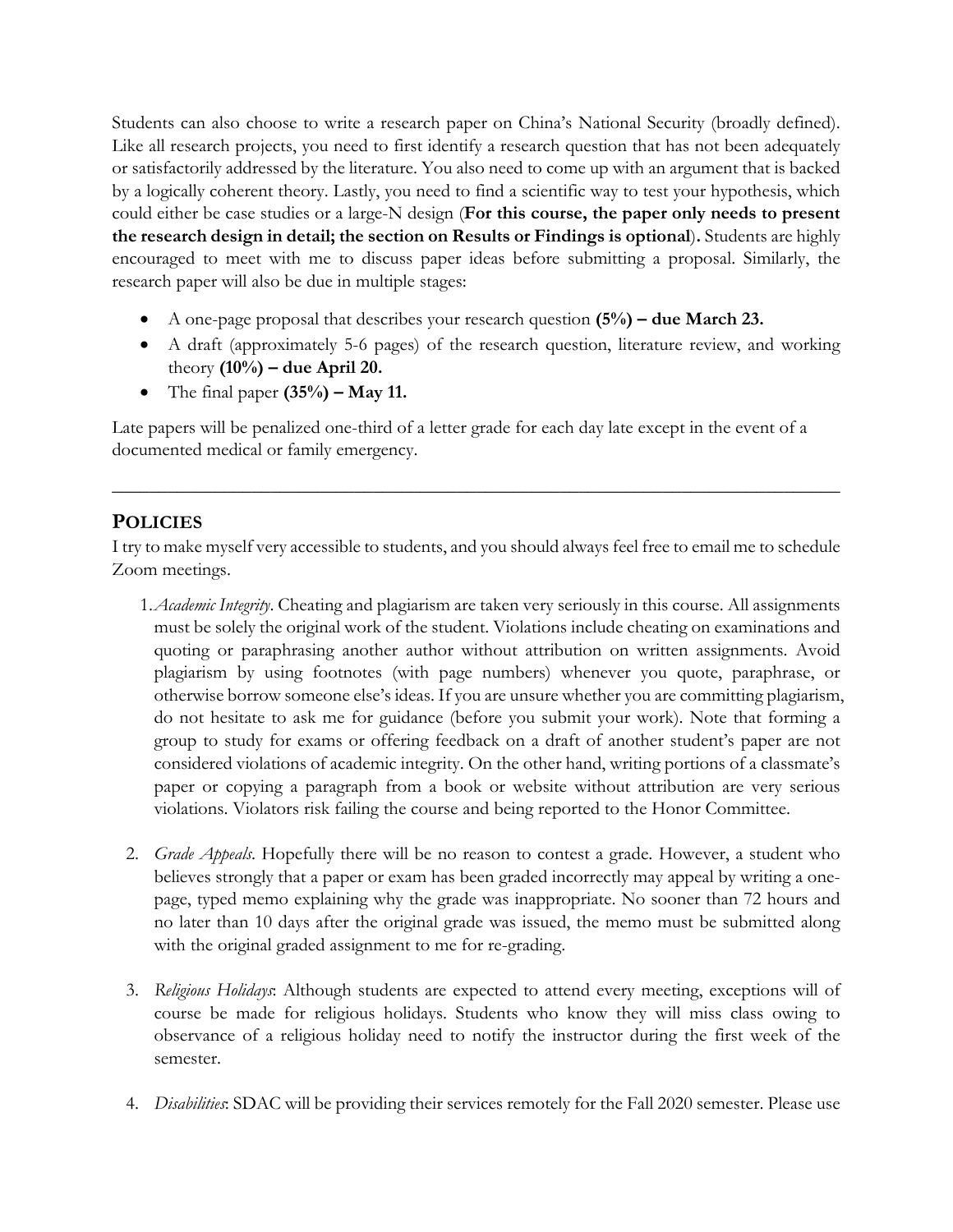Students can also choose to write a research paper on China's National Security (broadly defined). Like all research projects, you need to first identify a research question that has not been adequately or satisfactorily addressed by the literature. You also need to come up with an argument that is backed by a logically coherent theory. Lastly, you need to find a scientific way to test your hypothesis, which could either be case studies or a large-N design (**For this course, the paper only needs to present the research design in detail; the section on Results or Findings is optional**). Students are highly encouraged to meet with me to discuss paper ideas before submitting a proposal. Similarly, the research paper will also be due in multiple stages:

- A one-page proposal that describes your research question **(5%) – due March 23.**
- A draft (approximately 5-6 pages) of the research question, literature review, and working theory **(10%) – due April 20.**
- The final paper **(35%) – May 11.**

Late papers will be penalized one-third of a letter grade for each day late except in the event of a documented medical or family emergency.

---

## POLICIES

I try to make myself very accessible to students, and you should always feel free to email me to schedule Zoom meetings.

1. *Academic Integrity*. Cheating and plagiarism are taken very seriously in this course. All assignments must be solely the original work of the student. Violations include cheating on examinations and quoting or paraphrasing another author without attribution on written assignments. Avoid plagiarism by using footnotes (with page numbers) whenever you quote, paraphrase, or otherwise borrow someone else's ideas. If you are unsure whether you are committing plagiarism, do not hesitate to ask me for guidance (before you submit your work). Note that forming a group to study for exams or offering feedback on a draft of another student's paper are not considered violations of academic integrity. On the other hand, writing portions of a classmate's paper or copying a paragraph from a book or website without attribution are very serious violations. Violators risk failing the course and being reported to the Honor Committee.

2. *Grade Appeals*. Hopefully there will be no reason to contest a grade. However, a student who believes strongly that a paper or exam has been graded incorrectly may appeal by writing a one-page, typed memo explaining why the grade was inappropriate. No sooner than 72 hours and no later than 10 days after the original grade was issued, the memo must be submitted along with the original graded assignment to me for re-grading.

3. *Religious Holidays*: Although students are expected to attend every meeting, exceptions will of course be made for religious holidays. Students who know they will miss class owing to observance of a religious holiday need to notify the instructor during the first week of the semester.

4. *Disabilities*: SDAC will be providing their services remotely for the Fall 2020 semester. Please use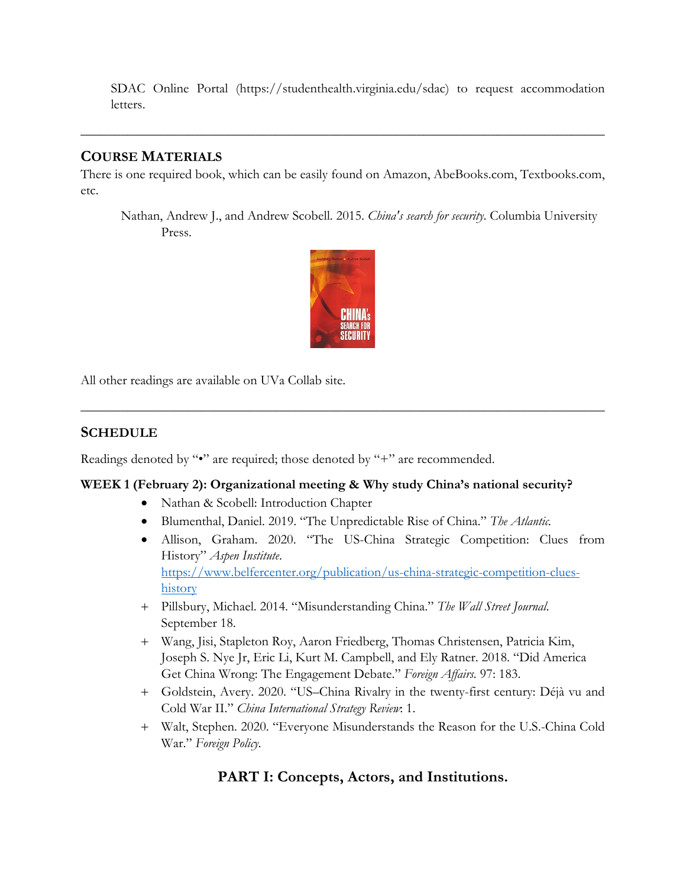SDAC Online Portal (https://studenthealth.virginia.edu/sdac) to request accommodation letters.

---

## Course Materials

There is one required book, which can be easily found on Amazon, AbeBooks.com, Textbooks.com, etc.

> Nathan, Andrew J., and Andrew Scobell. 2015. *China's search for security*. Columbia University Press.

All other readings are available on UVa Collab site.

---

## Schedule

Readings denoted by "•" are required; those denoted by "+" are recommended.

**WEEK 1 (February 2): Organizational meeting & Why study China's national security?**

- Nathan & Scobell: Introduction Chapter
- Blumenthal, Daniel. 2019. "The Unpredictable Rise of China." *The Atlantic.*
- Allison, Graham. 2020. "The US-China Strategic Competition: Clues from History" *Aspen Institute*. https://www.belfercenter.org/publication/us-china-strategic-competition-clues-history

+ Pillsbury, Michael. 2014. "Misunderstanding China." *The Wall Street Journal.* September 18.
+ Wang, Jisi, Stapleton Roy, Aaron Friedberg, Thomas Christensen, Patricia Kim, Joseph S. Nye Jr, Eric Li, Kurt M. Campbell, and Ely Ratner. 2018. "Did America Get China Wrong: The Engagement Debate." *Foreign Affairs.* 97: 183.
+ Goldstein, Avery. 2020. "US–China Rivalry in the twenty-first century: Déjà vu and Cold War II." *China International Strategy Review*: 1.
+ Walt, Stephen. 2020. "Everyone Misunderstands the Reason for the U.S.-China Cold War." *Foreign Policy.*

## PART I: Concepts, Actors, and Institutions.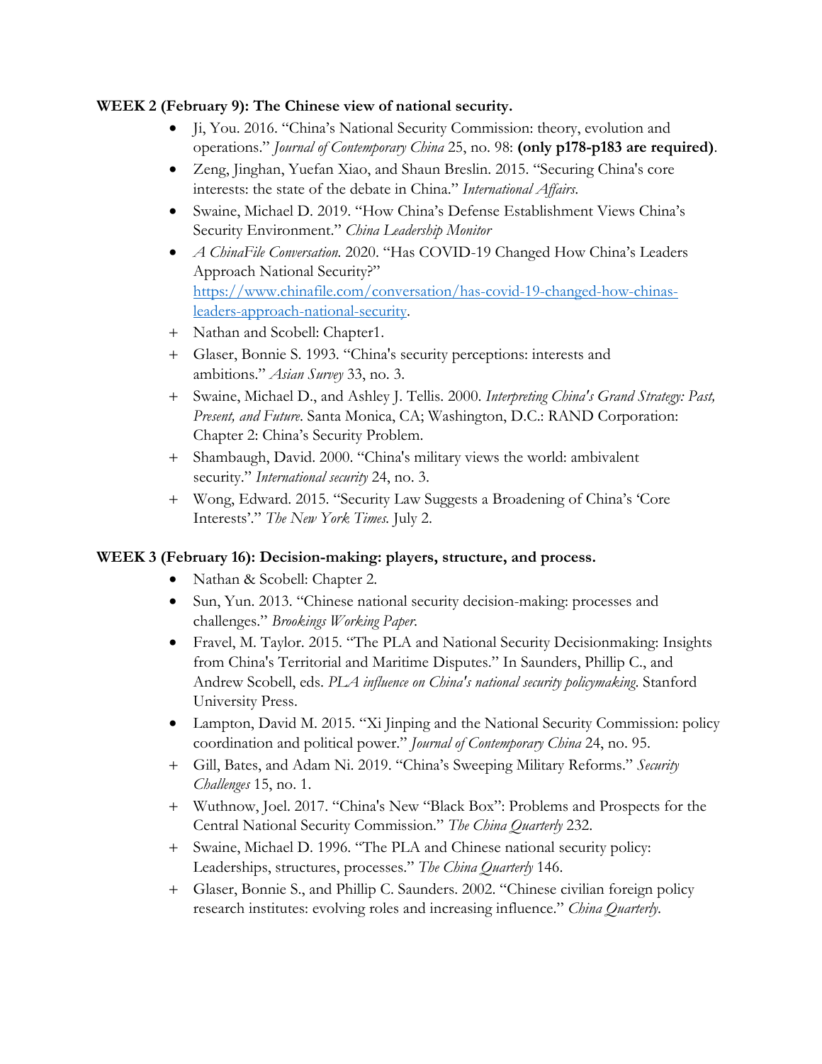**WEEK 2 (February 9): The Chinese view of national security.**

- Ji, You. 2016. "China's National Security Commission: theory, evolution and operations." *Journal of Contemporary China* 25, no. 98: **(only p178-p183 are required)**.
- Zeng, Jinghan, Yuefan Xiao, and Shaun Breslin. 2015. "Securing China's core interests: the state of the debate in China." *International Affairs*.
- Swaine, Michael D. 2019. "How China's Defense Establishment Views China's Security Environment." *China Leadership Monitor*
- *A ChinaFile Conversation*. 2020. "Has COVID-19 Changed How China's Leaders Approach National Security?" [https://www.chinafile.com/conversation/has-covid-19-changed-how-chinas-leaders-approach-national-security](https://www.chinafile.com/conversation/has-covid-19-changed-how-chinas-leaders-approach-national-security).

+ Nathan and Scobell: Chapter1.
+ Glaser, Bonnie S. 1993. "China's security perceptions: interests and ambitions." *Asian Survey* 33, no. 3.
+ Swaine, Michael D., and Ashley J. Tellis. 2000. *Interpreting China's Grand Strategy: Past, Present, and Future*. Santa Monica, CA; Washington, D.C.: RAND Corporation: Chapter 2: China's Security Problem.
+ Shambaugh, David. 2000. "China's military views the world: ambivalent security." *International security* 24, no. 3.
+ Wong, Edward. 2015. "Security Law Suggests a Broadening of China's 'Core Interests'." *The New York Times*. July 2.

**WEEK 3 (February 16): Decision-making: players, structure, and process.**

- Nathan & Scobell: Chapter 2.
- Sun, Yun. 2013. "Chinese national security decision-making: processes and challenges." *Brookings Working Paper*.
- Fravel, M. Taylor. 2015. "The PLA and National Security Decisionmaking: Insights from China's Territorial and Maritime Disputes." In Saunders, Phillip C., and Andrew Scobell, eds. *PLA influence on China's national security policymaking*. Stanford University Press.
- Lampton, David M. 2015. "Xi Jinping and the National Security Commission: policy coordination and political power." *Journal of Contemporary China* 24, no. 95.

+ Gill, Bates, and Adam Ni. 2019. "China's Sweeping Military Reforms." *Security Challenges* 15, no. 1.
+ Wuthnow, Joel. 2017. "China's New "Black Box": Problems and Prospects for the Central National Security Commission." *The China Quarterly* 232.
+ Swaine, Michael D. 1996. "The PLA and Chinese national security policy: Leaderships, structures, processes." *The China Quarterly* 146.
+ Glaser, Bonnie S., and Phillip C. Saunders. 2002. "Chinese civilian foreign policy research institutes: evolving roles and increasing influence." *China Quarterly*.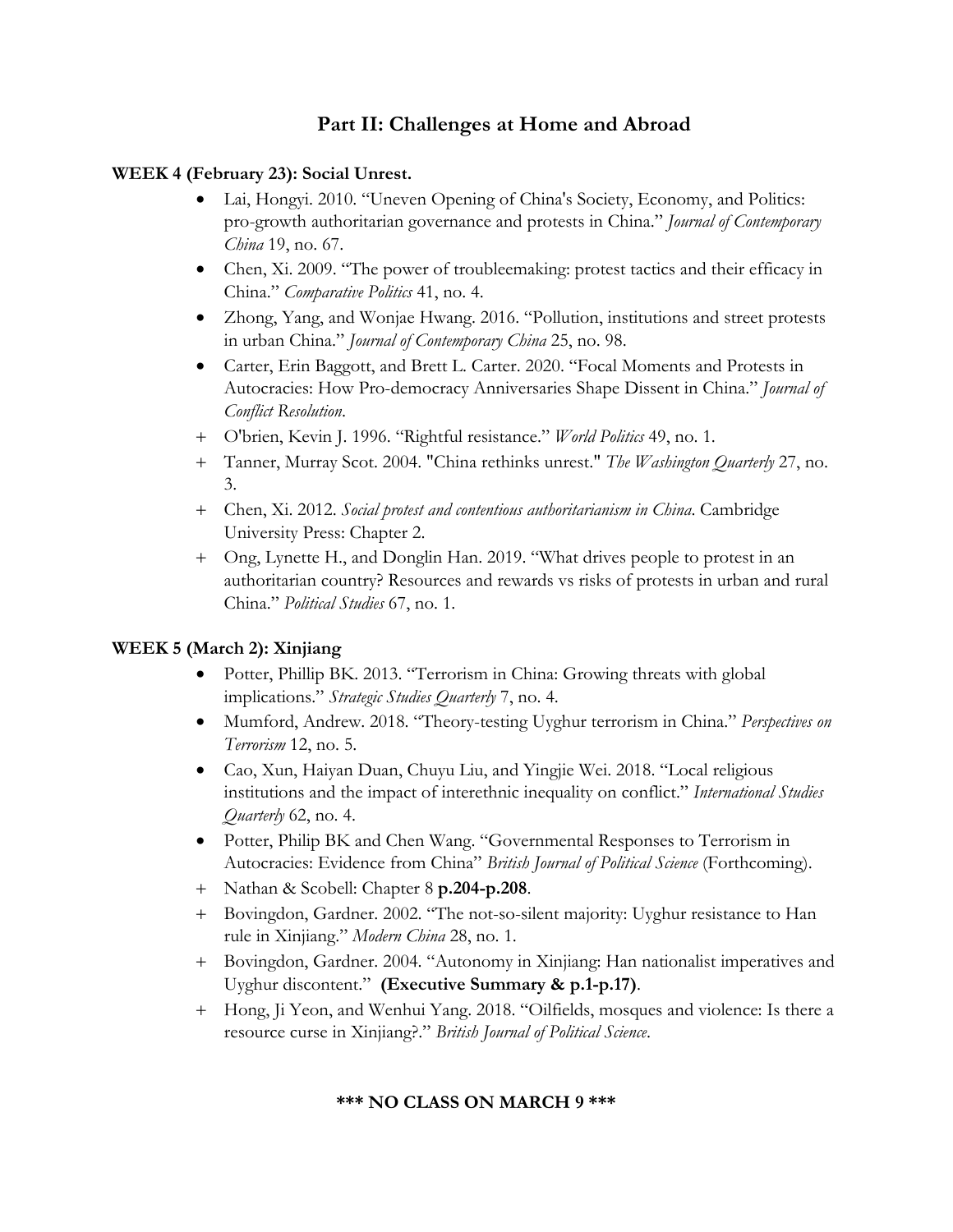# Part II: Challenges at Home and Abroad

**WEEK 4 (February 23): Social Unrest.**

- Lai, Hongyi. 2010. "Uneven Opening of China's Society, Economy, and Politics: pro-growth authoritarian governance and protests in China." *Journal of Contemporary China* 19, no. 67.
- Chen, Xi. 2009. "The power of troubleemaking: protest tactics and their efficacy in China." *Comparative Politics* 41, no. 4.
- Zhong, Yang, and Wonjae Hwang. 2016. "Pollution, institutions and street protests in urban China." *Journal of Contemporary China* 25, no. 98.
- Carter, Erin Baggott, and Brett L. Carter. 2020. "Focal Moments and Protests in Autocracies: How Pro-democracy Anniversaries Shape Dissent in China." *Journal of Conflict Resolution*.

+ O'brien, Kevin J. 1996. "Rightful resistance." *World Politics* 49, no. 1.
+ Tanner, Murray Scot. 2004. "China rethinks unrest." *The Washington Quarterly* 27, no. 3.
+ Chen, Xi. 2012. *Social protest and contentious authoritarianism in China*. Cambridge University Press: Chapter 2.
+ Ong, Lynette H., and Donglin Han. 2019. "What drives people to protest in an authoritarian country? Resources and rewards vs risks of protests in urban and rural China." *Political Studies* 67, no. 1.

**WEEK 5 (March 2): Xinjiang**

- Potter, Phillip BK. 2013. "Terrorism in China: Growing threats with global implications." *Strategic Studies Quarterly* 7, no. 4.
- Mumford, Andrew. 2018. "Theory-testing Uyghur terrorism in China." *Perspectives on Terrorism* 12, no. 5.
- Cao, Xun, Haiyan Duan, Chuyu Liu, and Yingjie Wei. 2018. "Local religious institutions and the impact of interethnic inequality on conflict." *International Studies Quarterly* 62, no. 4.
- Potter, Philip BK and Chen Wang. "Governmental Responses to Terrorism in Autocracies: Evidence from China" *British Journal of Political Science* (Forthcoming).

+ Nathan & Scobell: Chapter 8 **p.204-p.208**.
+ Bovingdon, Gardner. 2002. "The not-so-silent majority: Uyghur resistance to Han rule in Xinjiang." *Modern China* 28, no. 1.
+ Bovingdon, Gardner. 2004. "Autonomy in Xinjiang: Han nationalist imperatives and Uyghur discontent." **(Executive Summary & p.1-p.17)**.
+ Hong, Ji Yeon, and Wenhui Yang. 2018. "Oilfields, mosques and violence: Is there a resource curse in Xinjiang?." *British Journal of Political Science*.

**\*\*\* NO CLASS ON MARCH 9 \*\*\***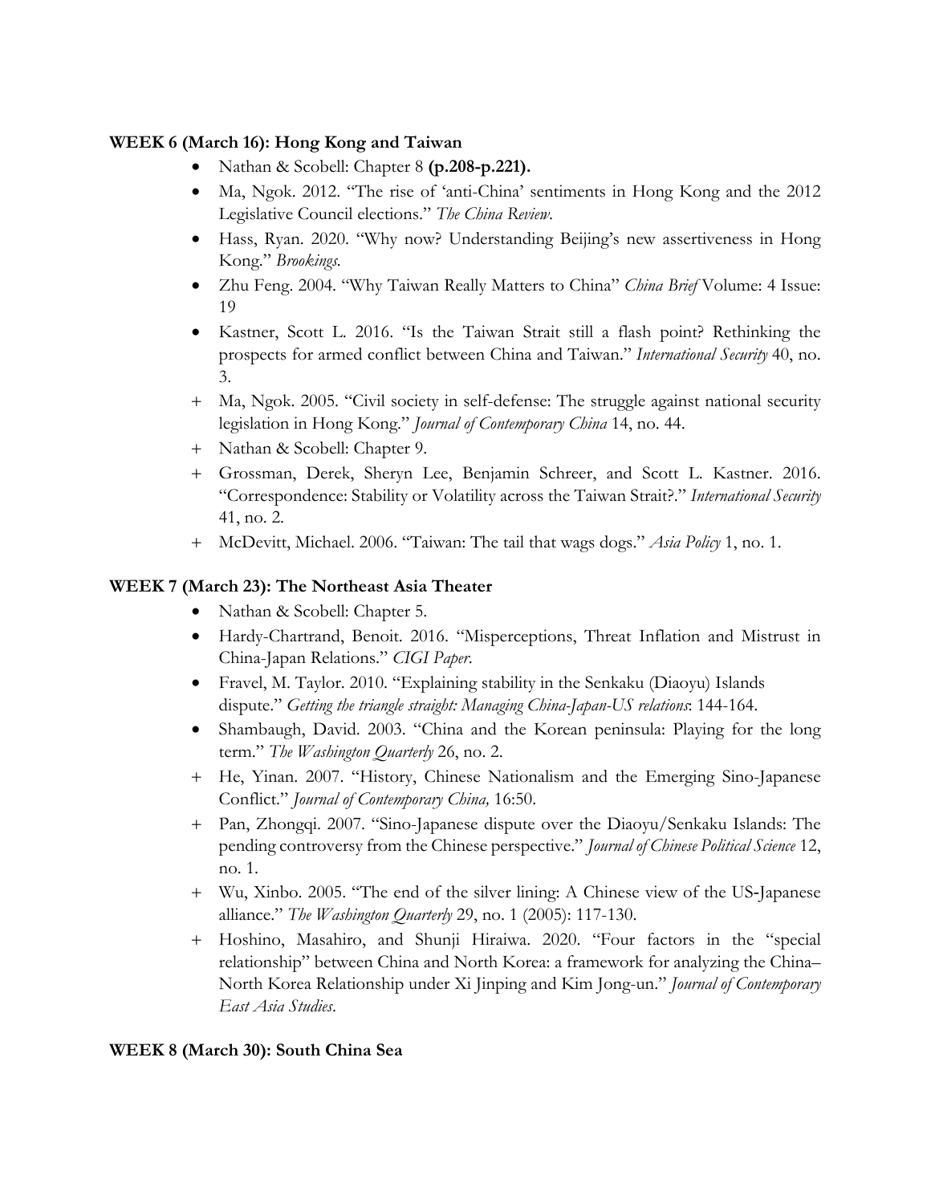**WEEK 6 (March 16): Hong Kong and Taiwan**

- Nathan & Scobell: Chapter 8 **(p.208-p.221).**
- Ma, Ngok. 2012. "The rise of 'anti-China' sentiments in Hong Kong and the 2012 Legislative Council elections." *The China Review*.
- Hass, Ryan. 2020. "Why now? Understanding Beijing's new assertiveness in Hong Kong." *Brookings.*
- Zhu Feng. 2004. "Why Taiwan Really Matters to China" *China Brief* Volume: 4 Issue: 19
- Kastner, Scott L. 2016. "Is the Taiwan Strait still a flash point? Rethinking the prospects for armed conflict between China and Taiwan." *International Security* 40, no. 3.

+ Ma, Ngok. 2005. "Civil society in self-defense: The struggle against national security legislation in Hong Kong." *Journal of Contemporary China* 14, no. 44.
+ Nathan & Scobell: Chapter 9.
+ Grossman, Derek, Sheryn Lee, Benjamin Schreer, and Scott L. Kastner. 2016. "Correspondence: Stability or Volatility across the Taiwan Strait?." *International Security* 41, no. 2.
+ McDevitt, Michael. 2006. "Taiwan: The tail that wags dogs." *Asia Policy* 1, no. 1.

**WEEK 7 (March 23): The Northeast Asia Theater**

- Nathan & Scobell: Chapter 5.
- Hardy-Chartrand, Benoit. 2016. "Misperceptions, Threat Inflation and Mistrust in China-Japan Relations." *CIGI Paper.*
- Fravel, M. Taylor. 2010. "Explaining stability in the Senkaku (Diaoyu) Islands dispute." *Getting the triangle straight: Managing China-Japan-US relations*: 144-164.
- Shambaugh, David. 2003. "China and the Korean peninsula: Playing for the long term." *The Washington Quarterly* 26, no. 2.

+ He, Yinan. 2007. "History, Chinese Nationalism and the Emerging Sino-Japanese Conflict." *Journal of Contemporary China,* 16:50.
+ Pan, Zhongqi. 2007. "Sino-Japanese dispute over the Diaoyu/Senkaku Islands: The pending controversy from the Chinese perspective." *Journal of Chinese Political Science* 12, no. 1.
+ Wu, Xinbo. 2005. "The end of the silver lining: A Chinese view of the US-Japanese alliance." *The Washington Quarterly* 29, no. 1 (2005): 117-130.
+ Hoshino, Masahiro, and Shunji Hiraiwa. 2020. "Four factors in the "special relationship" between China and North Korea: a framework for analyzing the China–North Korea Relationship under Xi Jinping and Kim Jong-un." *Journal of Contemporary East Asia Studies*.

**WEEK 8 (March 30): South China Sea**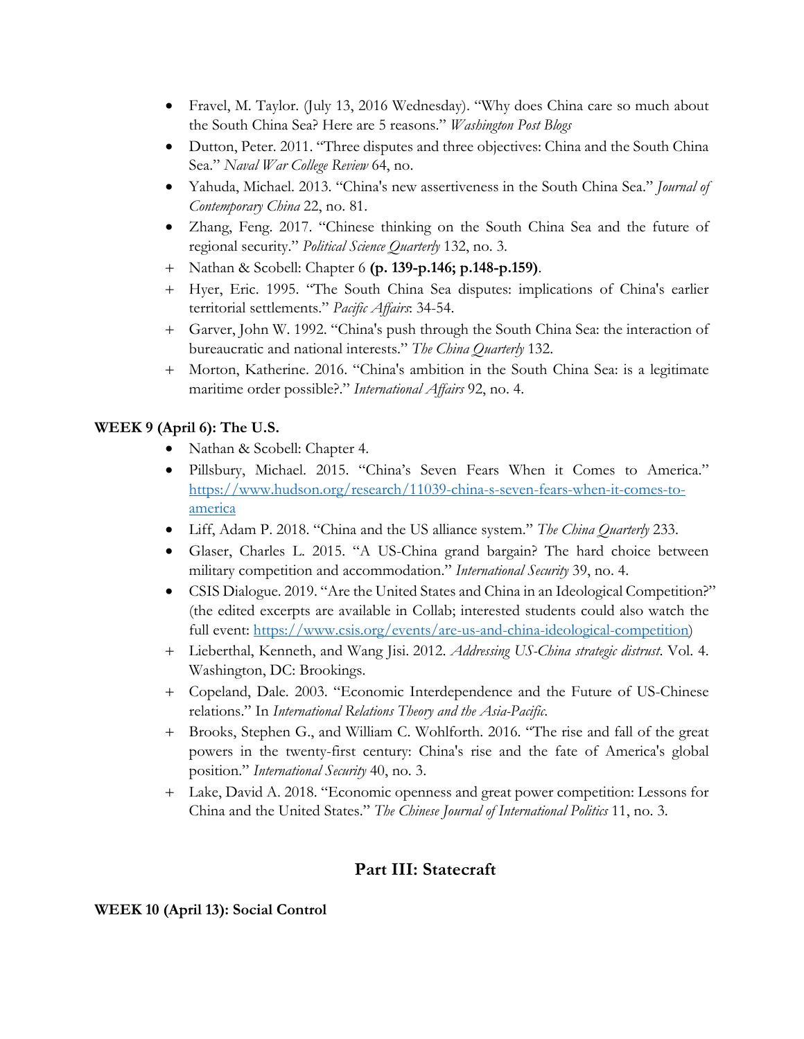- Fravel, M. Taylor. (July 13, 2016 Wednesday). "Why does China care so much about the South China Sea? Here are 5 reasons." *Washington Post Blogs*
- Dutton, Peter. 2011. "Three disputes and three objectives: China and the South China Sea." *Naval War College Review* 64, no.
- Yahuda, Michael. 2013. "China's new assertiveness in the South China Sea." *Journal of Contemporary China* 22, no. 81.
- Zhang, Feng. 2017. "Chinese thinking on the South China Sea and the future of regional security." *Political Science Quarterly* 132, no. 3.

+ Nathan & Scobell: Chapter 6 **(p. 139-p.146; p.148-p.159)**.
+ Hyer, Eric. 1995. "The South China Sea disputes: implications of China's earlier territorial settlements." *Pacific Affairs*: 34-54.
+ Garver, John W. 1992. "China's push through the South China Sea: the interaction of bureaucratic and national interests." *The China Quarterly* 132.
+ Morton, Katherine. 2016. "China's ambition in the South China Sea: is a legitimate maritime order possible?." *International Affairs* 92, no. 4.

**WEEK 9 (April 6): The U.S.**

- Nathan & Scobell: Chapter 4.
- Pillsbury, Michael. 2015. "China's Seven Fears When it Comes to America." https://www.hudson.org/research/11039-china-s-seven-fears-when-it-comes-to-america
- Liff, Adam P. 2018. "China and the US alliance system." *The China Quarterly* 233.
- Glaser, Charles L. 2015. "A US-China grand bargain? The hard choice between military competition and accommodation." *International Security* 39, no. 4.
- CSIS Dialogue. 2019. "Are the United States and China in an Ideological Competition?" (the edited excerpts are available in Collab; interested students could also watch the full event: https://www.csis.org/events/are-us-and-china-ideological-competition)

+ Lieberthal, Kenneth, and Wang Jisi. 2012. *Addressing US-China strategic distrust*. Vol. 4. Washington, DC: Brookings.
+ Copeland, Dale. 2003. "Economic Interdependence and the Future of US-Chinese relations." In *International Relations Theory and the Asia-Pacific*.
+ Brooks, Stephen G., and William C. Wohlforth. 2016. "The rise and fall of the great powers in the twenty-first century: China's rise and the fate of America's global position." *International Security* 40, no. 3.
+ Lake, David A. 2018. "Economic openness and great power competition: Lessons for China and the United States." *The Chinese Journal of International Politics* 11, no. 3.

## Part III: Statecraft

**WEEK 10 (April 13): Social Control**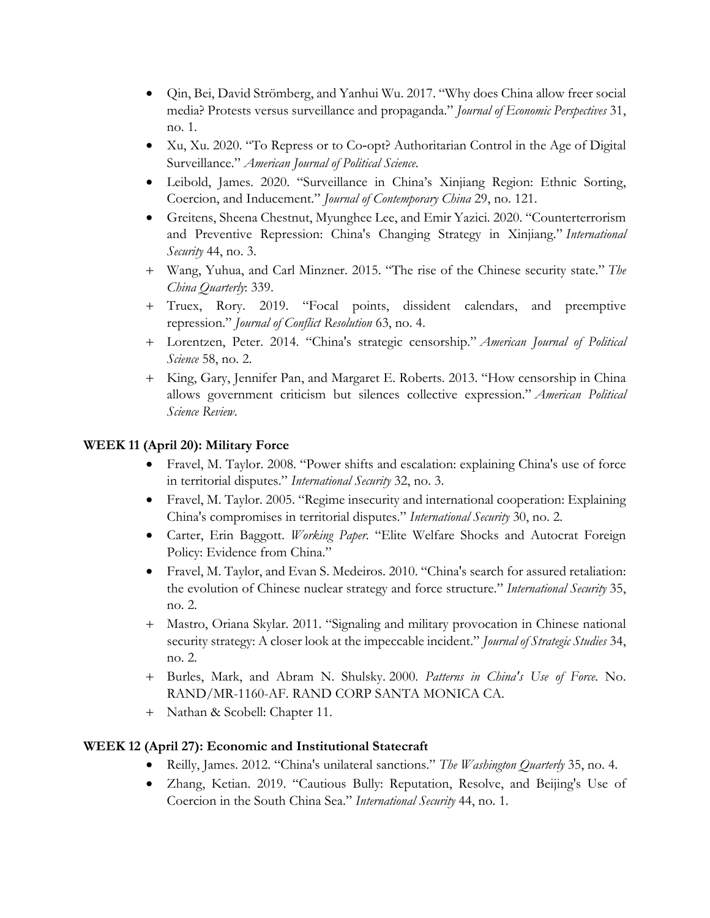- Qin, Bei, David Strömberg, and Yanhui Wu. 2017. "Why does China allow freer social media? Protests versus surveillance and propaganda." *Journal of Economic Perspectives* 31, no. 1.
- Xu, Xu. 2020. "To Repress or to Co-opt? Authoritarian Control in the Age of Digital Surveillance." *American Journal of Political Science*.
- Leibold, James. 2020. "Surveillance in China's Xinjiang Region: Ethnic Sorting, Coercion, and Inducement." *Journal of Contemporary China* 29, no. 121.
- Greitens, Sheena Chestnut, Myunghee Lee, and Emir Yazici. 2020. "Counterterrorism and Preventive Repression: China's Changing Strategy in Xinjiang." *International Security* 44, no. 3.

+ Wang, Yuhua, and Carl Minzner. 2015. "The rise of the Chinese security state." *The China Quarterly*: 339.
+ Truex, Rory. 2019. "Focal points, dissident calendars, and preemptive repression." *Journal of Conflict Resolution* 63, no. 4.
+ Lorentzen, Peter. 2014. "China's strategic censorship." *American Journal of Political Science* 58, no. 2.
+ King, Gary, Jennifer Pan, and Margaret E. Roberts. 2013. "How censorship in China allows government criticism but silences collective expression." *American Political Science Review*.

**WEEK 11 (April 20): Military Force**

- Fravel, M. Taylor. 2008. "Power shifts and escalation: explaining China's use of force in territorial disputes." *International Security* 32, no. 3.
- Fravel, M. Taylor. 2005. "Regime insecurity and international cooperation: Explaining China's compromises in territorial disputes." *International Security* 30, no. 2.
- Carter, Erin Baggott. *Working Paper*. "Elite Welfare Shocks and Autocrat Foreign Policy: Evidence from China."
- Fravel, M. Taylor, and Evan S. Medeiros. 2010. "China's search for assured retaliation: the evolution of Chinese nuclear strategy and force structure." *International Security* 35, no. 2.

+ Mastro, Oriana Skylar. 2011. "Signaling and military provocation in Chinese national security strategy: A closer look at the impeccable incident." *Journal of Strategic Studies* 34, no. 2.
+ Burles, Mark, and Abram N. Shulsky. 2000. *Patterns in China's Use of Force*. No. RAND/MR-1160-AF. RAND CORP SANTA MONICA CA.
+ Nathan & Scobell: Chapter 11.

**WEEK 12 (April 27): Economic and Institutional Statecraft**

- Reilly, James. 2012. "China's unilateral sanctions." *The Washington Quarterly* 35, no. 4.
- Zhang, Ketian. 2019. "Cautious Bully: Reputation, Resolve, and Beijing's Use of Coercion in the South China Sea." *International Security* 44, no. 1.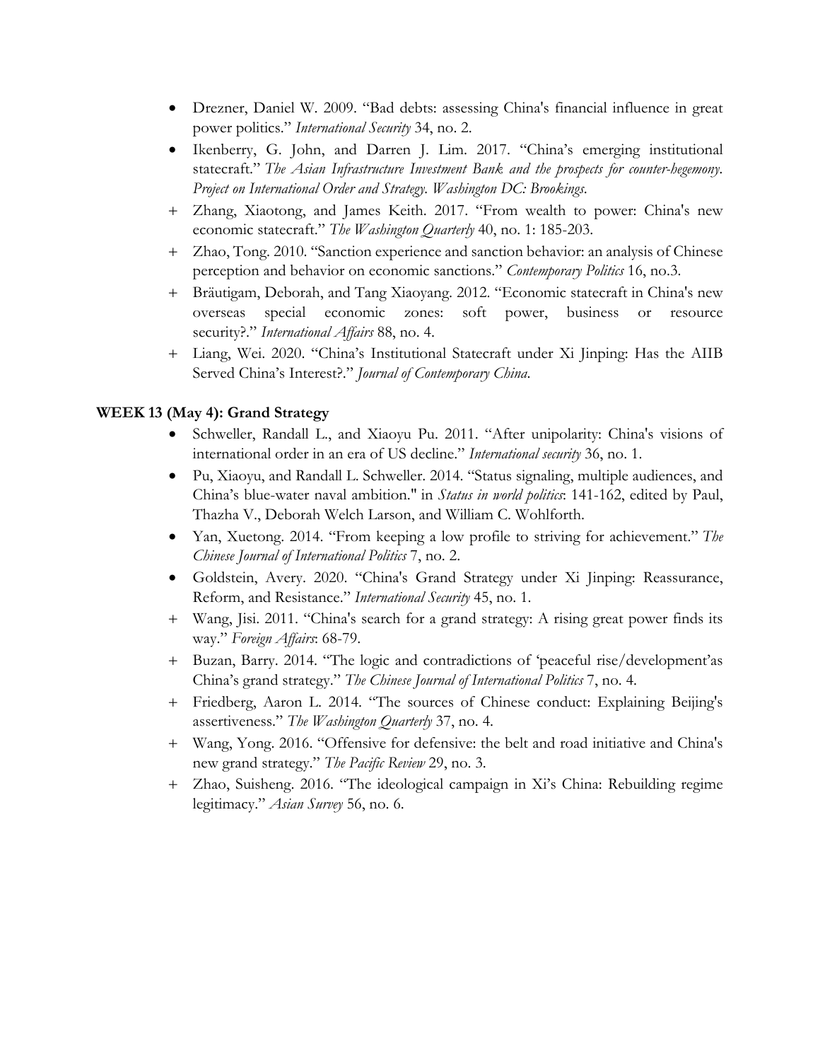- Drezner, Daniel W. 2009. "Bad debts: assessing China's financial influence in great power politics." *International Security* 34, no. 2.
- Ikenberry, G. John, and Darren J. Lim. 2017. "China's emerging institutional statecraft." *The Asian Infrastructure Investment Bank and the prospects for counter-hegemony. Project on International Order and Strategy. Washington DC: Brookings.*

+ Zhang, Xiaotong, and James Keith. 2017. "From wealth to power: China's new economic statecraft." *The Washington Quarterly* 40, no. 1: 185-203.
+ Zhao, Tong. 2010. "Sanction experience and sanction behavior: an analysis of Chinese perception and behavior on economic sanctions." *Contemporary Politics* 16, no.3.
+ Bräutigam, Deborah, and Tang Xiaoyang. 2012. "Economic statecraft in China's new overseas special economic zones: soft power, business or resource security?." *International Affairs* 88, no. 4.
+ Liang, Wei. 2020. "China's Institutional Statecraft under Xi Jinping: Has the AIIB Served China's Interest?." *Journal of Contemporary China.*

**WEEK 13 (May 4): Grand Strategy**

- Schweller, Randall L., and Xiaoyu Pu. 2011. "After unipolarity: China's visions of international order in an era of US decline." *International security* 36, no. 1.
- Pu, Xiaoyu, and Randall L. Schweller. 2014. "Status signaling, multiple audiences, and China's blue-water naval ambition." in *Status in world politics*: 141-162, edited by Paul, Thazha V., Deborah Welch Larson, and William C. Wohlforth.
- Yan, Xuetong. 2014. "From keeping a low profile to striving for achievement." *The Chinese Journal of International Politics* 7, no. 2.
- Goldstein, Avery. 2020. "China's Grand Strategy under Xi Jinping: Reassurance, Reform, and Resistance." *International Security* 45, no. 1.

+ Wang, Jisi. 2011. "China's search for a grand strategy: A rising great power finds its way." *Foreign Affairs*: 68-79.
+ Buzan, Barry. 2014. "The logic and contradictions of 'peaceful rise/development'as China's grand strategy." *The Chinese Journal of International Politics* 7, no. 4.
+ Friedberg, Aaron L. 2014. "The sources of Chinese conduct: Explaining Beijing's assertiveness." *The Washington Quarterly* 37, no. 4.
+ Wang, Yong. 2016. "Offensive for defensive: the belt and road initiative and China's new grand strategy." *The Pacific Review* 29, no. 3.
+ Zhao, Suisheng. 2016. "The ideological campaign in Xi's China: Rebuilding regime legitimacy." *Asian Survey* 56, no. 6.